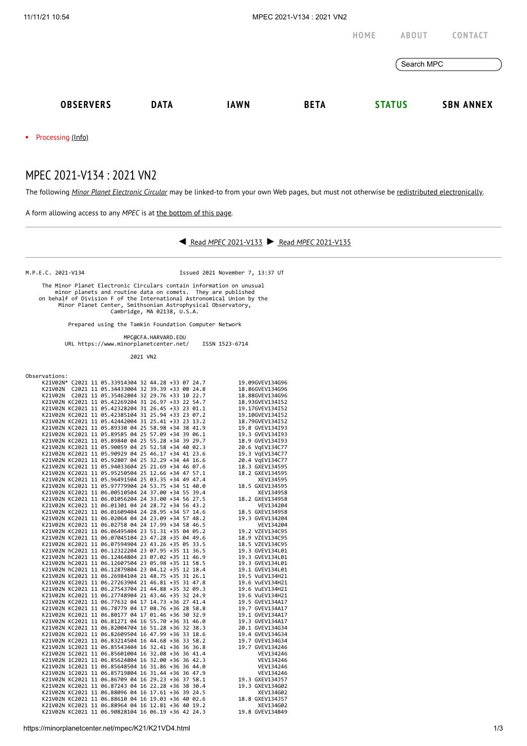HOME ABOUT CONTACT

Search MPC

**OBSERVERS** **DATA** **IAWN** **BETA** **STATUS** **SBN ANNEX**

- Processing (Info)

# MPEC 2021-V134 : 2021 VN2

The following *Minor Planet Electronic Circular* may be linked-to from your own Web pages, but must not otherwise be redistributed electronically.

A form allowing access to any *MPEC* is at the bottom of this page.

◀ Read *MPEC* 2021-V133 ▶ Read *MPEC* 2021-V135

```
M.P.E.C. 2021-V134                               Issued 2021 November 7, 13:37 UT

     The Minor Planet Electronic Circulars contain information on unusual
         minor planets and routine data on comets.  They are published
    on behalf of Division F of the International Astronomical Union by the
          Minor Planet Center, Smithsonian Astrophysical Observatory,
                          Cambridge, MA 02138, U.S.A.

                  Prepared using the Tamkin Foundation Computer Network

                                 MPC@CFA.HARVARD.EDU
           URL https://www.minorplanetcenter.net/     ISSN 1523-6714

                                   2021 VN2

Observations:
     K21V02N* C2021 11 05.33914304 32 44.28 +33 07 24.7          19.09GVEV134G96
     K21V02N  C2021 11 05.34433004 32 39.39 +33 08 24.8          18.86GVEV134G96
     K21V02N  C2021 11 05.35462804 32 29.76 +33 10 22.7          18.88GVEV134G96
     K21V02N KC2021 11 05.42269204 31 26.97 +33 22 54.7          18.93GVEV134I52
     K21V02N KC2021 11 05.42328204 31 26.45 +33 23 01.1          19.17GVEV134I52
     K21V02N KC2021 11 05.42385104 31 25.94 +33 23 07.2          19.10GVEV134I52
     K21V02N KC2021 11 05.42442004 31 25.41 +33 23 13.2          18.79GVEV134I52
     K21V02N KC2021 11 05.89330 04 25 58.98 +34 38 41.9          19.8 GVEV134I93
     K21V02N KC2021 11 05.89585 04 25 57.09 +34 39 06.1          19.3 GVEV134I93
     K21V02N KC2021 11 05.89840 04 25 55.28 +34 39 29.7          18.9 GVEV134I93
     K21V02N KC2021 11 05.90059 04 25 52.58 +34 40 02.3          20.6 VqEV134C77
     K21V02N KC2021 11 05.90929 04 25 46.17 +34 41 23.6          19.3 VqEV134C77
     K21V02N KC2021 11 05.92807 04 25 32.29 +34 44 16.6          20.4 VqEV134C77
     K21V02N KC2021 11 05.94033604 25 21.69 +34 46 07.6          18.3 GXEV134595
     K21V02N KC2021 11 05.95250504 25 12.66 +34 47 57.1          18.2 GXEV134595
     K21V02N KC2021 11 05.96491504 25 03.35 +34 49 47.4               XEV134595
     K21V02N KC2021 11 05.97779904 24 53.75 +34 51 40.0          18.5 GXEV134595
     K21V02N KC2021 11 06.00510504 24 37.00 +34 55 39.4               XEV134958
     K21V02N KC2021 11 06.01056204 24 33.00 +34 56 27.5          18.2 GXEV134958
     K21V02N KC2021 11 06.01301 04 24 28.72 +34 56 43.2               VEV134204
     K21V02N KC2021 11 06.01609404 24 28.95 +34 57 14.6          18.5 GXEV134958
     K21V02N KC2021 11 06.02064 04 24 23.09 +34 57 48.2          19.3 GVEV134204
     K21V02N KC2021 11 06.02758 04 24 17.99 +34 58 46.5               VEV134204
     K21V02N KC2021 11 06.06495404 23 51.31 +35 04 05.2          19.2 VZEV134C95
     K21V02N KC2021 11 06.07045104 23 47.28 +35 04 49.6          18.9 VZEV134C95
     K21V02N KC2021 11 06.07594904 23 43.26 +35 05 33.5          18.5 VZEV134C95
     K21V02N hC2021 11 06.12322204 23 07.95 +35 11 36.5          19.3 GVEV134L01
     K21V02N hC2021 11 06.12464804 23 07.02 +35 11 46.9          19.3 GVEV134L01
     K21V02N hC2021 11 06.12607504 23 05.98 +35 11 58.5          19.3 GVEV134L01
     K21V02N hC2021 11 06.12879804 23 04.12 +35 12 18.4          19.1 GVEV134L01
     K21V02N KC2021 11 06.26984104 21 48.75 +35 31 26.1          19.5 VuEV134H21
     K21V02N KC2021 11 06.27263904 21 46.81 +35 31 47.8          19.6 VuEV134H21
     K21V02N KC2021 11 06.27543704 21 44.88 +35 32 09.3          19.6 VuEV134H21
     K21V02N KC2021 11 06.27748904 21 43.46 +35 32 24.9          19.6 VuEV134H21
     K21V02N KC2021 11 06.77632 04 17 14.73 +36 27 41.4          19.5 GVEV134A17
     K21V02N KC2021 11 06.78779 04 17 08.76 +36 28 58.8          19.7 GVEV134A17
     K21V02N KC2021 11 06.80177 04 17 01.46 +36 30 32.9          19.1 GVEV134A17
     K21V02N KC2021 11 06.81271 04 16 55.70 +36 31 46.0          19.3 GVEV134A17
     K21V02N KC2021 11 06.82004704 16 51.28 +36 32 38.3          20.1 GVEV134G34
     K21V02N KC2021 11 06.82609504 16 47.99 +36 33 18.6          19.4 GVEV134G34
     K21V02N KC2021 11 06.83214504 16 44.68 +36 33 58.2          19.7 GVEV134G34
     K21V02N hC2021 11 06.85543404 16 32.41 +36 36 36.8          19.7 GVEV134246
     K21V02N 1C2021 11 06.85601004 16 32.08 +36 36 41.4               VEV134246
     K21V02N 1C2021 11 06.85624804 16 32.00 +36 36 42.3               VEV134246
     K21V02N 1C2021 11 06.85648504 16 31.86 +36 36 44.0               VEV134246
     K21V02N 1C2021 11 06.85719804 16 31.44 +36 36 47.9               VEV134246
     K21V02N KC2021 11 06.86709 04 16 29.23 +36 37 58.1          19.3 GXEV134J57
     K21V02N KC2021 11 06.87243 04 16 22.28 +36 38 30.4          19.3 GXEV134G02
     K21V02N KC2021 11 06.88096 04 16 17.61 +36 39 24.5               XEV134G02
     K21V02N KC2021 11 06.88610 04 16 19.03 +36 40 02.6          18.8 GXEV134J57
     K21V02N KC2021 11 06.88964 04 16 12.81 +36 40 19.2               XEV134G02
     K21V02N KC2021 11 06.90828104 16 06.19 +36 42 24.3          19.8 GVEV134B49
```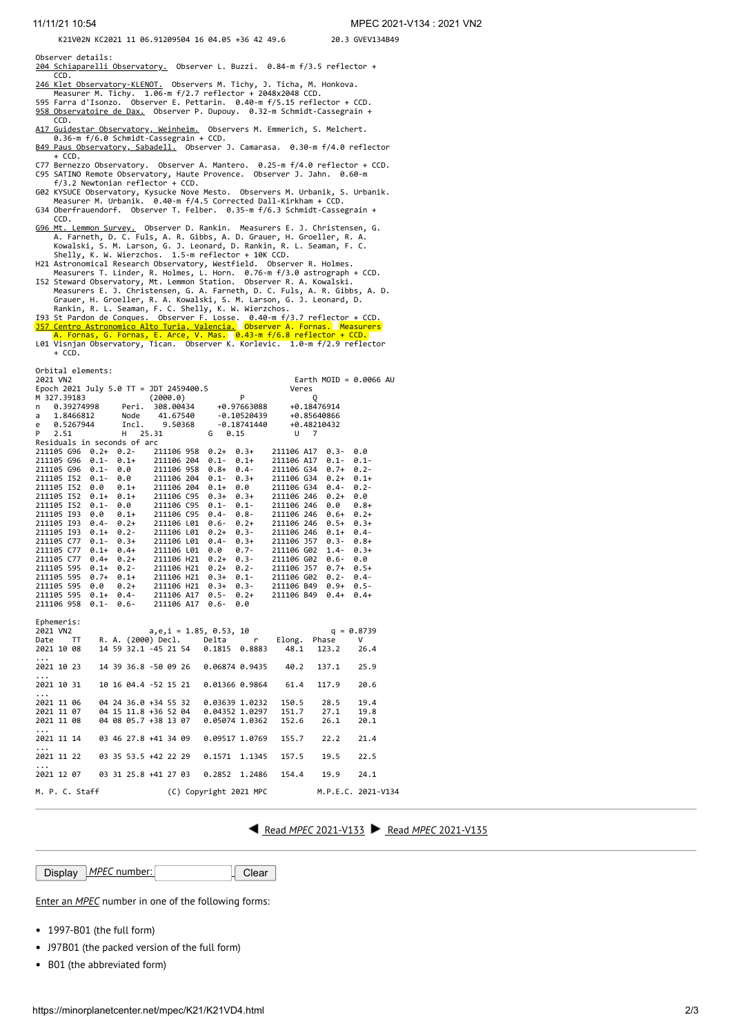```
     K21V02N KC2021 11 06.91209504 16 04.05 +36 42 49.6          20.3 GVEV134B49
```

```
Observer details:
204 Schiaparelli Observatory.  Observer L. Buzzi.  0.84-m f/3.5 reflector +
    CCD.
246 Klet Observatory-KLENOT.  Observers M. Tichy, J. Ticha, M. Honkova.
    Measurer M. Tichy.  1.06-m f/2.7 reflector + 2048x2048 CCD.
595 Farra d'Isonzo.  Observer E. Pettarin.  0.40-m f/5.15 reflector + CCD.
958 Observatoire de Dax.  Observer P. Dupouy.  0.32-m Schmidt-Cassegrain +
    CCD.
A17 Guidestar Observatory, Weinheim.  Observers M. Emmerich, S. Melchert.
    0.36-m f/6.0 Schmidt-Cassegrain + CCD.
B49 Paus Observatory, Sabadell.  Observer J. Camarasa.  0.30-m f/4.0 reflector
    + CCD.
C77 Bernezzo Observatory.  Observer A. Mantero.  0.25-m f/4.0 reflector + CCD.
C95 SATINO Remote Observatory, Haute Provence.  Observer J. Jahn.  0.60-m
    f/3.2 Newtonian reflector + CCD.
G02 KYSUCE Observatory, Kysucke Nove Mesto.  Observers M. Urbanik, S. Urbanik.
    Measurer M. Urbanik.  0.40-m f/4.5 Corrected Dall-Kirkham + CCD.
G34 Oberfrauendorf.  Observer T. Felber.  0.35-m f/6.3 Schmidt-Cassegrain +
    CCD.
G96 Mt. Lemmon Survey.  Observer D. Rankin.  Measurers E. J. Christensen, G.
    A. Farneth, D. C. Fuls, A. R. Gibbs, A. D. Grauer, H. Groeller, R. A.
    Kowalski, S. M. Larson, G. J. Leonard, D. Rankin, R. L. Seaman, F. C.
    Shelly, K. W. Wierzchos.  1.5-m reflector + 10K CCD.
H21 Astronomical Research Observatory, Westfield.  Observer R. Holmes.
    Measurers T. Linder, R. Holmes, L. Horn.  0.76-m f/3.0 astrograph + CCD.
I52 Steward Observatory, Mt. Lemmon Station.  Observer R. A. Kowalski.
    Measurers E. J. Christensen, G. A. Farneth, D. C. Fuls, A. R. Gibbs, A. D.
    Grauer, H. Groeller, R. A. Kowalski, S. M. Larson, G. J. Leonard, D.
    Rankin, R. L. Seaman, F. C. Shelly, K. W. Wierzchos.
I93 St Pardon de Conques.  Observer F. Losse.  0.40-m f/3.7 reflector + CCD.
J57 Centro Astronomico Alto Turia, Valencia.  Observer A. Fornas.  Measurers
    A. Fornas, G. Fornas, E. Arce, V. Mas.  0.43-m f/6.8 reflector + CCD.
L01 Visnjan Observatory, Tican.  Observer K. Korlevic.  1.0-m f/2.9 reflector
    + CCD.
```

```
Orbital elements:
2021 VN2                                                  Earth MOID = 0.0066 AU
Epoch 2021 July 5.0 TT = JDT 2459400.5                  Veres
M 327.39183              (2000.0)            P               Q
n   0.39274998     Peri.  308.00434     +0.97663088     +0.18476914
a   1.8466812      Node    41.67540     -0.10520439     +0.85640866
e   0.5267944      Incl.    9.50368     -0.18741440     +0.48210432
P   2.51           H   25.31           G   0.15           U   7
Residuals in seconds of arc
211105 G96  0.2+  0.2-    211106 958  0.2+  0.3+    211106 A17  0.3-  0.0
211105 G96  0.1-  0.1+    211106 204  0.1-  0.1+    211106 A17  0.1-  0.1-
211105 G96  0.1-  0.0     211106 958  0.8+  0.4-    211106 G34  0.7+  0.2-
211105 I52  0.1-  0.0     211106 204  0.1-  0.3+    211106 G34  0.2+  0.1+
211105 I52  0.0   0.1+    211106 204  0.1+  0.0     211106 G34  0.4-  0.2-
211105 I52  0.1+  0.1+    211106 C95  0.3+  0.3+    211106 246  0.2+  0.0
211105 I52  0.1-  0.0     211106 C95  0.1-  0.1-    211106 246  0.0   0.8+
211105 I93  0.0   0.1+    211106 C95  0.4-  0.8-    211106 246  0.6+  0.2+
211105 I93  0.4-  0.2+    211106 L01  0.6-  0.2+    211106 246  0.5+  0.3+
211105 I93  0.1+  0.2-    211106 L01  0.2+  0.3-    211106 246  0.1+  0.4-
211105 C77  0.1-  0.3+    211106 L01  0.4-  0.3+    211106 J57  0.3-  0.8+
211105 C77  0.1+  0.4+    211106 L01  0.0   0.7-    211106 G02  1.4-  0.3+
211105 C77  0.4+  0.2+    211106 H21  0.2+  0.3-    211106 G02  0.6-  0.0
211105 595  0.1+  0.2-    211106 H21  0.2+  0.2-    211106 J57  0.7+  0.5+
211105 595  0.7+  0.1+    211106 H21  0.3+  0.1-    211106 G02  0.2-  0.4-
211105 595  0.0   0.2+    211106 H21  0.3+  0.3-    211106 B49  0.9+  0.5-
211105 595  0.1+  0.4-    211106 A17  0.5-  0.2+    211106 B49  0.4+  0.4+
211106 958  0.1-  0.6-    211106 A17  0.6-  0.0
```

```
Ephemeris:
2021 VN2                 a,e,i = 1.85, 0.53, 10                   q = 0.8739
Date    TT     R. A. (2000) Decl.     Delta      r     Elong.  Phase     V
2021 10 08     14 59 32.1 -45 21 54   0.1815  0.8883    48.1   123.2    26.4
...
2021 10 23     14 39 36.8 -50 09 26   0.06874 0.9435    40.2   137.1    25.9
...
2021 10 31     10 16 04.4 -52 15 21   0.01366 0.9864    61.4   117.9    20.6
...
2021 11 06     04 24 36.0 +34 55 32   0.03639 1.0232   150.5    28.5    19.4
2021 11 07     04 15 11.8 +36 52 04   0.04352 1.0297   151.7    27.1    19.8
2021 11 08     04 08 05.7 +38 13 07   0.05074 1.0362   152.6    26.1    20.1
...
2021 11 14     03 46 27.8 +41 34 09   0.09517 1.0769   155.7    22.2    21.4
...
2021 11 22     03 35 53.5 +42 22 29   0.1571  1.1345   157.5    19.5    22.5
...
2021 12 07     03 31 25.8 +41 27 03   0.2852  1.2486   154.4    19.9    24.1

M. P. C. Staff              (C) Copyright 2021 MPC          M.P.E.C. 2021-V134
```

---

◀ Read *MPEC* 2021-V133 ▶ Read *MPEC* 2021-V135

---

Display | *MPEC* number: | Clear

Enter an *MPEC* number in one of the following forms:

- 1997-B01 (the full form)
- J97B01 (the packed version of the full form)
- B01 (the abbreviated form)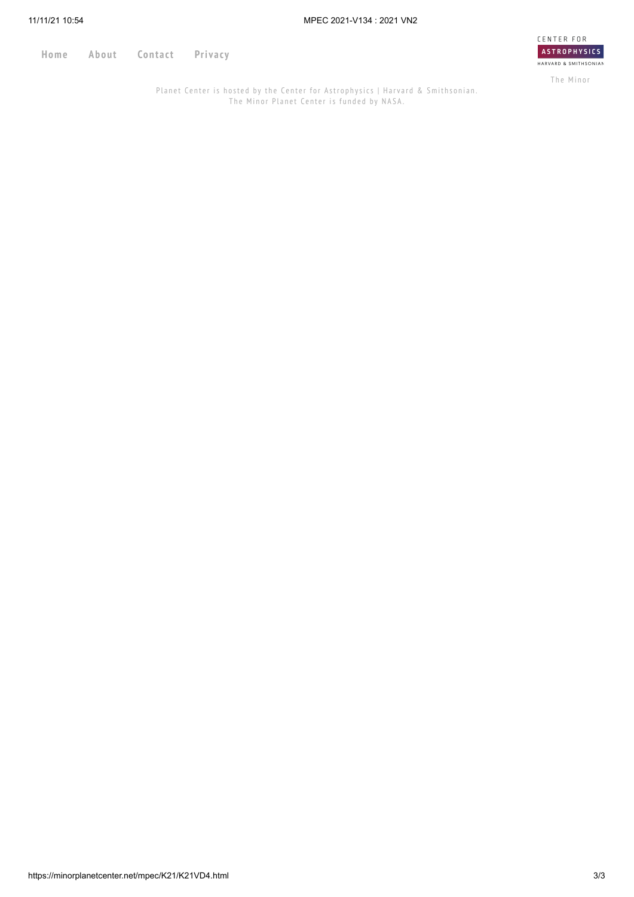Home About Contact Privacy

CENTER FOR ASTROPHYSICS HARVARD & SMITHSONIAN

The Minor Planet Center is hosted by the Center for Astrophysics | Harvard & Smithsonian.
The Minor Planet Center is funded by NASA.